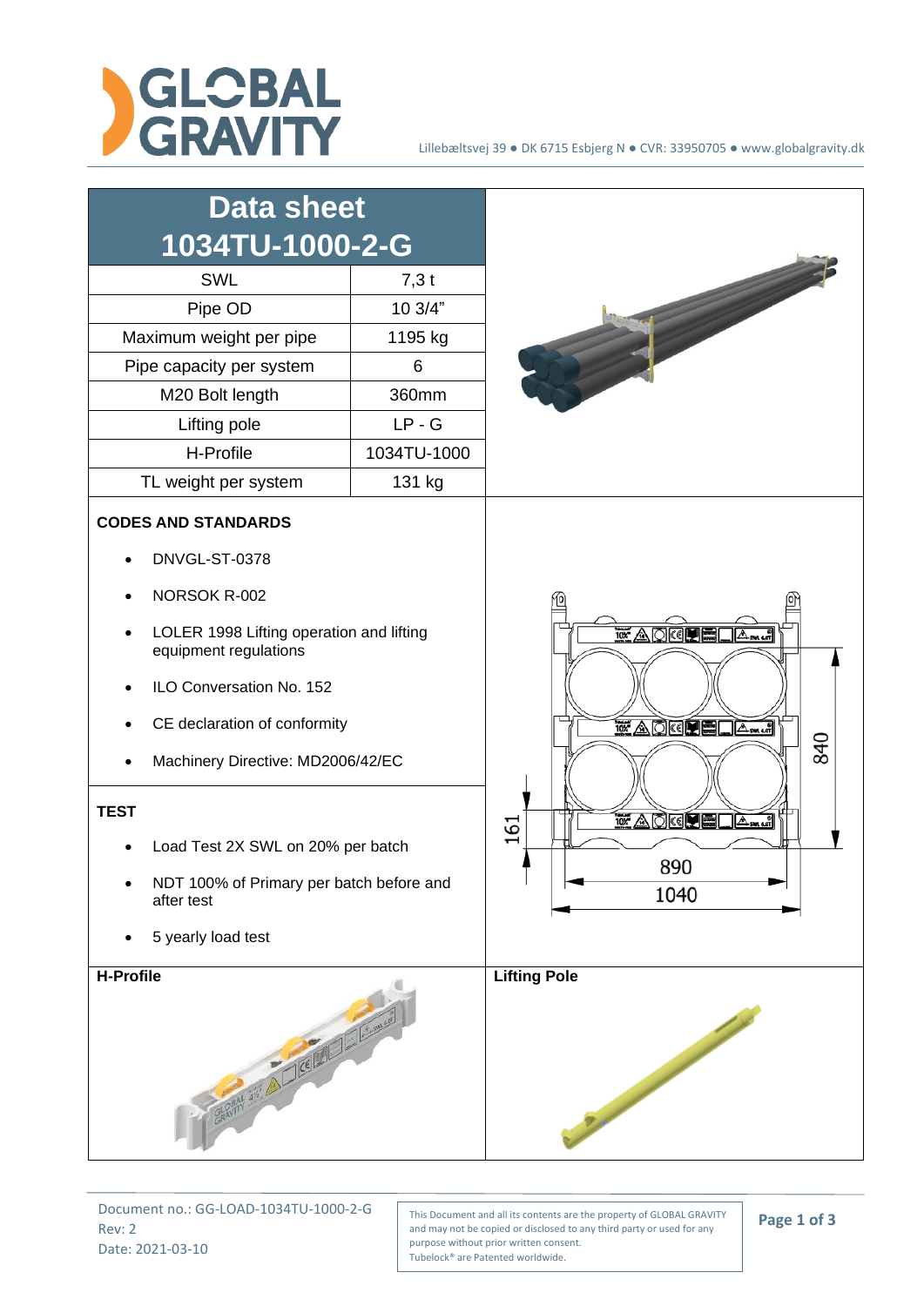# Data sheet 1034TU-1000-2-G

| SWL | 7,3 t |
|---|---|
| Pipe OD | 10 3/4" |
| Maximum weight per pipe | 1195 kg |
| Pipe capacity per system | 6 |
| M20 Bolt length | 360mm |
| Lifting pole | LP - G |
| H-Profile | 1034TU-1000 |
| TL weight per system | 131 kg |

## CODES AND STANDARDS

- DNVGL-ST-0378
- NORSOK R-002
- LOLER 1998 Lifting operation and lifting equipment regulations
- ILO Conversation No. 152
- CE declaration of conformity
- Machinery Directive: MD2006/42/EC

## TEST

- Load Test 2X SWL on 20% per batch
- NDT 100% of Primary per batch before and after test
- 5 yearly load test

## H-Profile

## Lifting Pole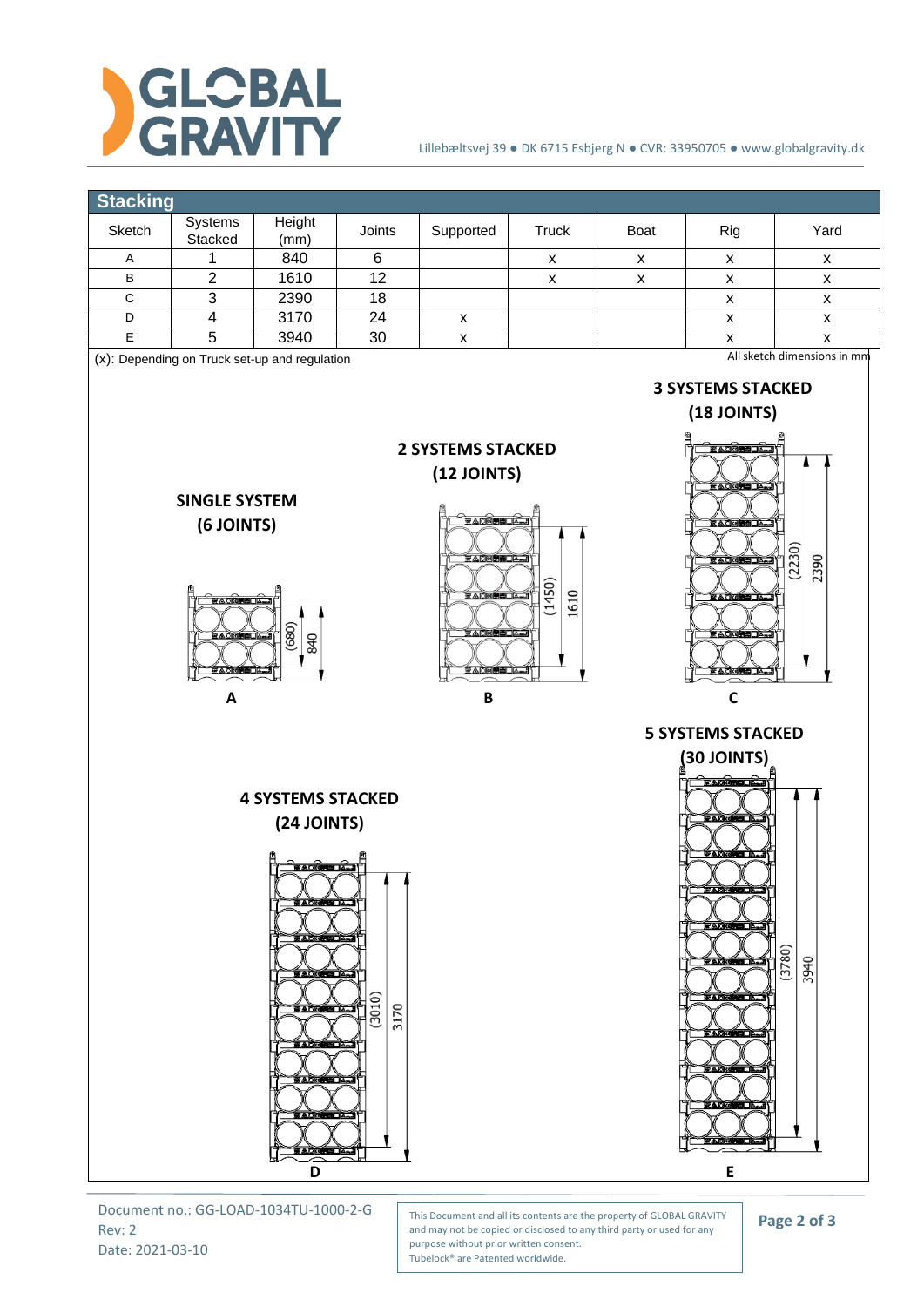## Stacking

| Sketch | Systems Stacked | Height (mm) | Joints | Supported | Truck | Boat | Rig | Yard |
|---|---|---|---|---|---|---|---|---|
| A | 1 | 840 | 6 | | x | x | x | x |
| B | 2 | 1610 | 12 | | x | x | x | x |
| C | 3 | 2390 | 18 | | | | x | x |
| D | 4 | 3170 | 24 | x | | | x | x |
| E | 5 | 3940 | 30 | x | | | x | x |

(x): Depending on Truck set-up and regulation

All sketch dimensions in mm

**SINGLE SYSTEM (6 JOINTS)**

(680) 840

A

**2 SYSTEMS STACKED (12 JOINTS)**

(1450) 1610

B

**3 SYSTEMS STACKED (18 JOINTS)**

(2230) 2390

C

**4 SYSTEMS STACKED (24 JOINTS)**

(3010) 3170

D

**5 SYSTEMS STACKED (30 JOINTS)**

(3780) 3940

E

Document no.: GG-LOAD-1034TU-1000-2-G
Rev: 2
Date: 2021-03-10

This Document and all its contents are the property of GLOBAL GRAVITY and may not be copied or disclosed to any third party or used for any purpose without prior written consent.
Tubelock® are Patented worldwide.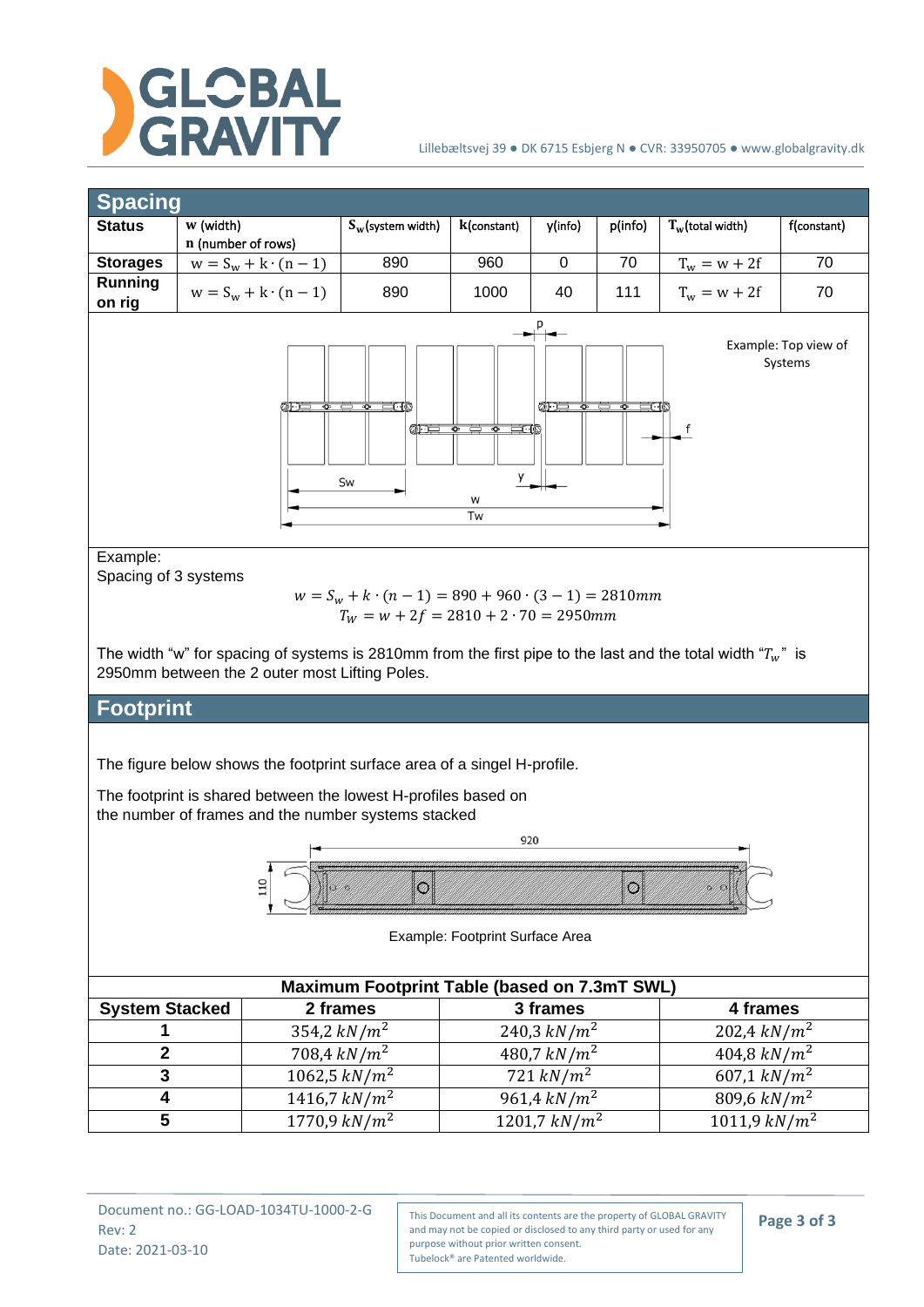## Spacing

| Status | w (width) n (number of rows) | $S_w$(system width) | k(constant) | y(info) | p(info) | $T_w$(total width) | f(constant) |
|---|---|---|---|---|---|---|---|
| **Storages** | $w = S_w + k \cdot (n-1)$ | 890 | 960 | 0 | 70 | $T_w = w + 2f$ | 70 |
| **Running on rig** | $w = S_w + k \cdot (n-1)$ | 890 | 1000 | 40 | 111 | $T_w = w + 2f$ | 70 |

p

Example: Top view of Systems

f

Sw

y

w

Tw

Example:
Spacing of 3 systems

$$w = S_w + k \cdot (n-1) = 890 + 960 \cdot (3-1) = 2810mm$$
$$T_W = w + 2f = 2810 + 2 \cdot 70 = 2950mm$$

The width "w" for spacing of systems is 2810mm from the first pipe to the last and the total width "$T_w$" is 2950mm between the 2 outer most Lifting Poles.

## Footprint

The figure below shows the footprint surface area of a singel H-profile.

The footprint is shared between the lowest H-profiles based on the number of frames and the number systems stacked

920

110

Example: Footprint Surface Area

**Maximum Footprint Table (based on 7.3mT SWL)**

| System Stacked | 2 frames | 3 frames | 4 frames |
|---|---|---|---|
| **1** | 354,2 $kN/m^2$ | 240,3 $kN/m^2$ | 202,4 $kN/m^2$ |
| **2** | 708,4 $kN/m^2$ | 480,7 $kN/m^2$ | 404,8 $kN/m^2$ |
| **3** | 1062,5 $kN/m^2$ | 721 $kN/m^2$ | 607,1 $kN/m^2$ |
| **4** | 1416,7 $kN/m^2$ | 961,4 $kN/m^2$ | 809,6 $kN/m^2$ |
| **5** | 1770,9 $kN/m^2$ | 1201,7 $kN/m^2$ | 1011,9 $kN/m^2$ |